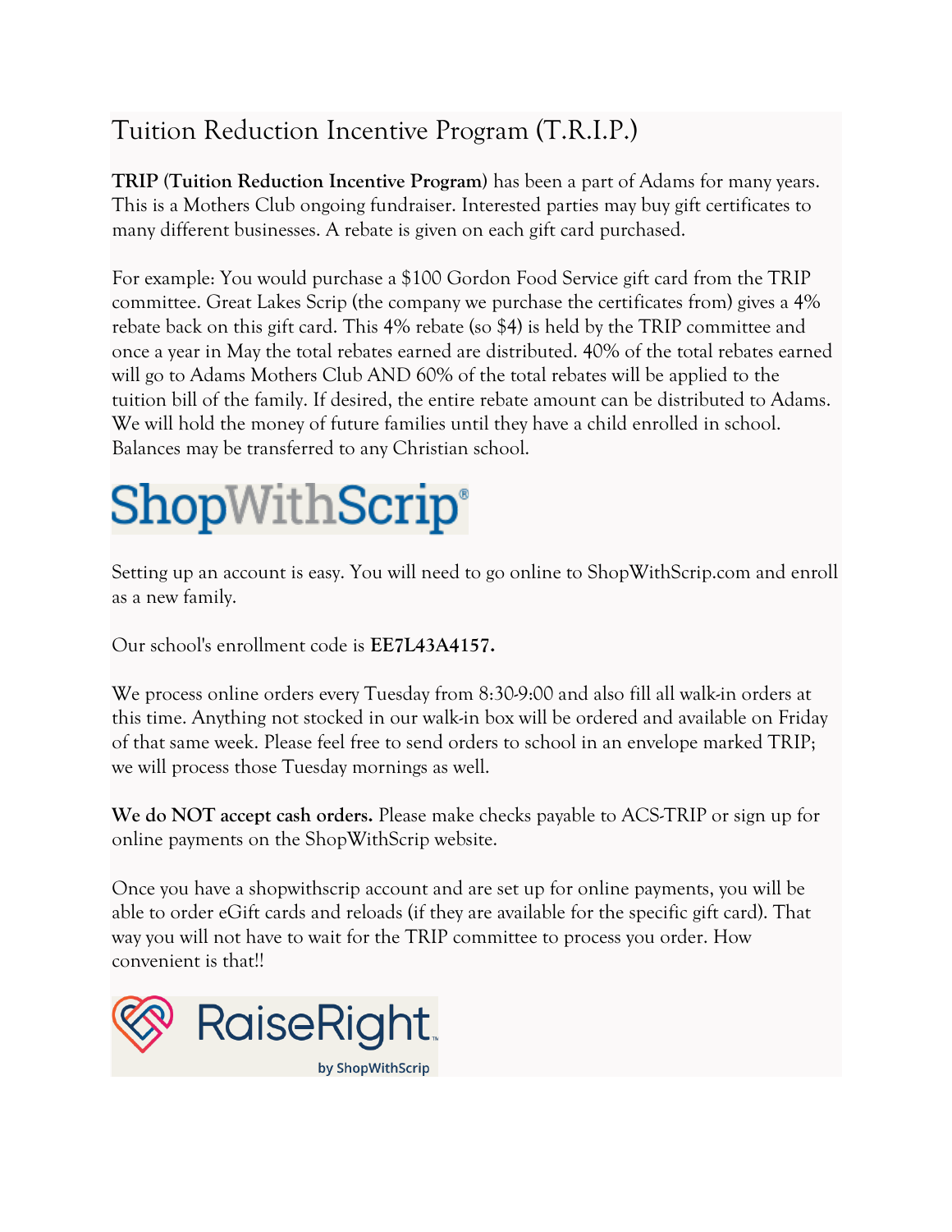# Tuition Reduction Incentive Program (T.R.I.P.)

**TRIP (Tuition Reduction Incentive Program)** has been a part of Adams for many years. This is a Mothers Club ongoing fundraiser. Interested parties may buy gift certificates to many different businesses. A rebate is given on each gift card purchased.

For example: You would purchase a $100 Gordon Food Service gift card from the TRIP committee. Great Lakes Scrip (the company we purchase the certificates from) gives a 4% rebate back on this gift card. This 4% rebate (so $4) is held by the TRIP committee and once a year in May the total rebates earned are distributed. 40% of the total rebates earned will go to Adams Mothers Club AND 60% of the total rebates will be applied to the tuition bill of the family. If desired, the entire rebate amount can be distributed to Adams. We will hold the money of future families until they have a child enrolled in school. Balances may be transferred to any Christian school.

ShopWithScrip®

Setting up an account is easy. You will need to go online to ShopWithScrip.com and enroll as a new family.

Our school's enrollment code is **EE7L43A4157.**

We process online orders every Tuesday from 8:30-9:00 and also fill all walk-in orders at this time. Anything not stocked in our walk-in box will be ordered and available on Friday of that same week. Please feel free to send orders to school in an envelope marked TRIP; we will process those Tuesday mornings as well.

**We do NOT accept cash orders.** Please make checks payable to ACS-TRIP or sign up for online payments on the ShopWithScrip website.

Once you have a shopwithscrip account and are set up for online payments, you will be able to order eGift cards and reloads (if they are available for the specific gift card). That way you will not have to wait for the TRIP committee to process you order. How convenient is that!!

RaiseRight™ by ShopWithScrip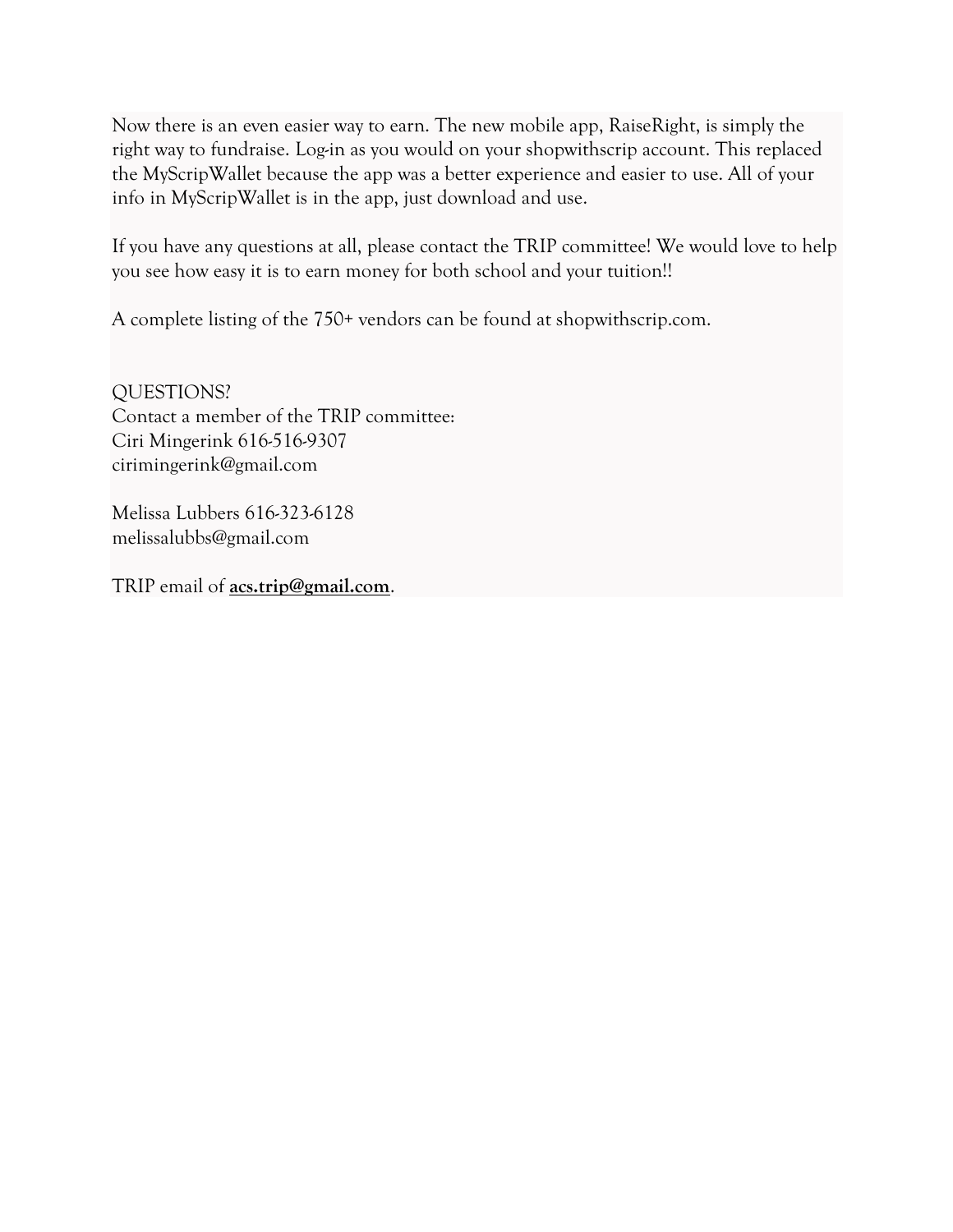Now there is an even easier way to earn. The new mobile app, RaiseRight, is simply the right way to fundraise. Log-in as you would on your shopwithscrip account. This replaced the MyScripWallet because the app was a better experience and easier to use. All of your info in MyScripWallet is in the app, just download and use.

If you have any questions at all, please contact the TRIP committee! We would love to help you see how easy it is to earn money for both school and your tuition!!

A complete listing of the 750+ vendors can be found at shopwithscrip.com.

QUESTIONS?
Contact a member of the TRIP committee:
Ciri Mingerink 616-516-9307
cirimingerink@gmail.com

Melissa Lubbers 616-323-6128
melissalubbs@gmail.com

TRIP email of **acs.trip@gmail.com**.